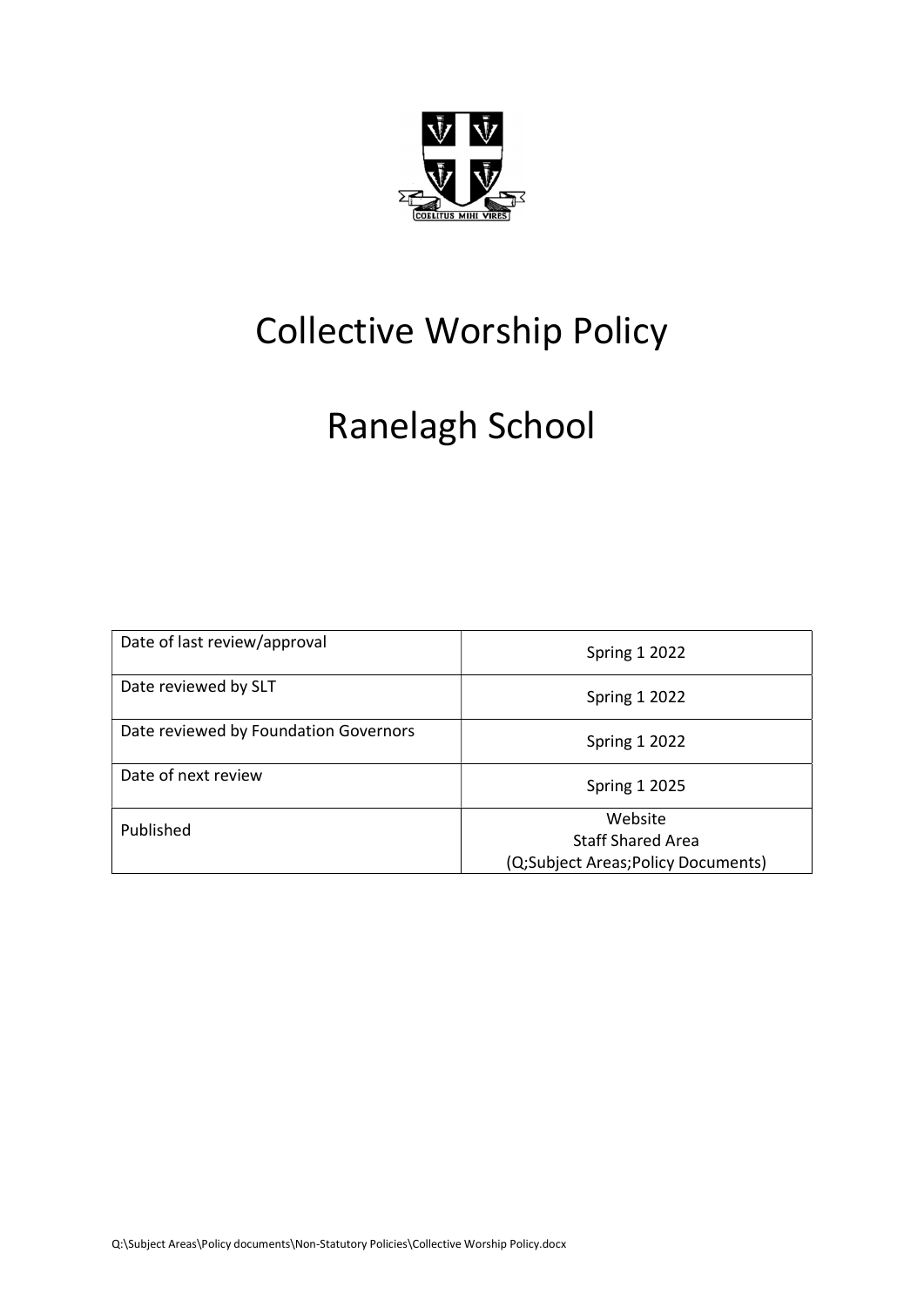# Collective Worship Policy

# Ranelagh School

| Date of last review/approval | Spring 1 2022 |
| --- | --- |
| Date reviewed by SLT | Spring 1 2022 |
| Date reviewed by Foundation Governors | Spring 1 2022 |
| Date of next review | Spring 1 2025 |
| Published | Website<br>Staff Shared Area<br>(Q;Subject Areas;Policy Documents) |

Q:\Subject Areas\Policy documents\Non-Statutory Policies\Collective Worship Policy.docx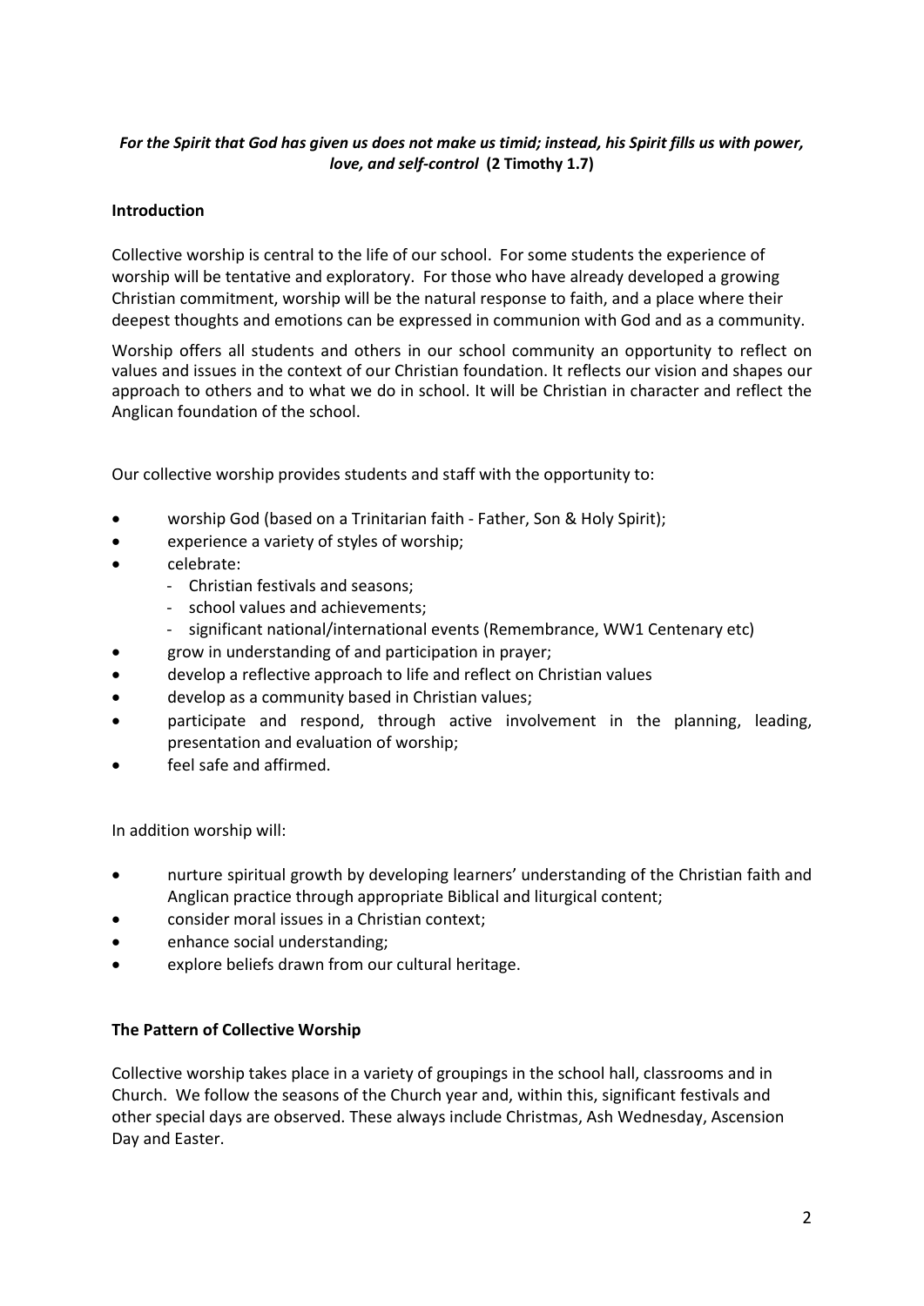***For the Spirit that God has given us does not make us timid; instead, his Spirit fills us with power, love, and self-control* (2 Timothy 1.7)**

**Introduction**

Collective worship is central to the life of our school. For some students the experience of worship will be tentative and exploratory. For those who have already developed a growing Christian commitment, worship will be the natural response to faith, and a place where their deepest thoughts and emotions can be expressed in communion with God and as a community.

Worship offers all students and others in our school community an opportunity to reflect on values and issues in the context of our Christian foundation. It reflects our vision and shapes our approach to others and to what we do in school. It will be Christian in character and reflect the Anglican foundation of the school.

Our collective worship provides students and staff with the opportunity to:

- worship God (based on a Trinitarian faith - Father, Son & Holy Spirit);
- experience a variety of styles of worship;
- celebrate:
  - Christian festivals and seasons;
  - school values and achievements;
  - significant national/international events (Remembrance, WW1 Centenary etc)
- grow in understanding of and participation in prayer;
- develop a reflective approach to life and reflect on Christian values
- develop as a community based in Christian values;
- participate and respond, through active involvement in the planning, leading, presentation and evaluation of worship;
- feel safe and affirmed.

In addition worship will:

- nurture spiritual growth by developing learners' understanding of the Christian faith and Anglican practice through appropriate Biblical and liturgical content;
- consider moral issues in a Christian context;
- enhance social understanding;
- explore beliefs drawn from our cultural heritage.

**The Pattern of Collective Worship**

Collective worship takes place in a variety of groupings in the school hall, classrooms and in Church. We follow the seasons of the Church year and, within this, significant festivals and other special days are observed. These always include Christmas, Ash Wednesday, Ascension Day and Easter.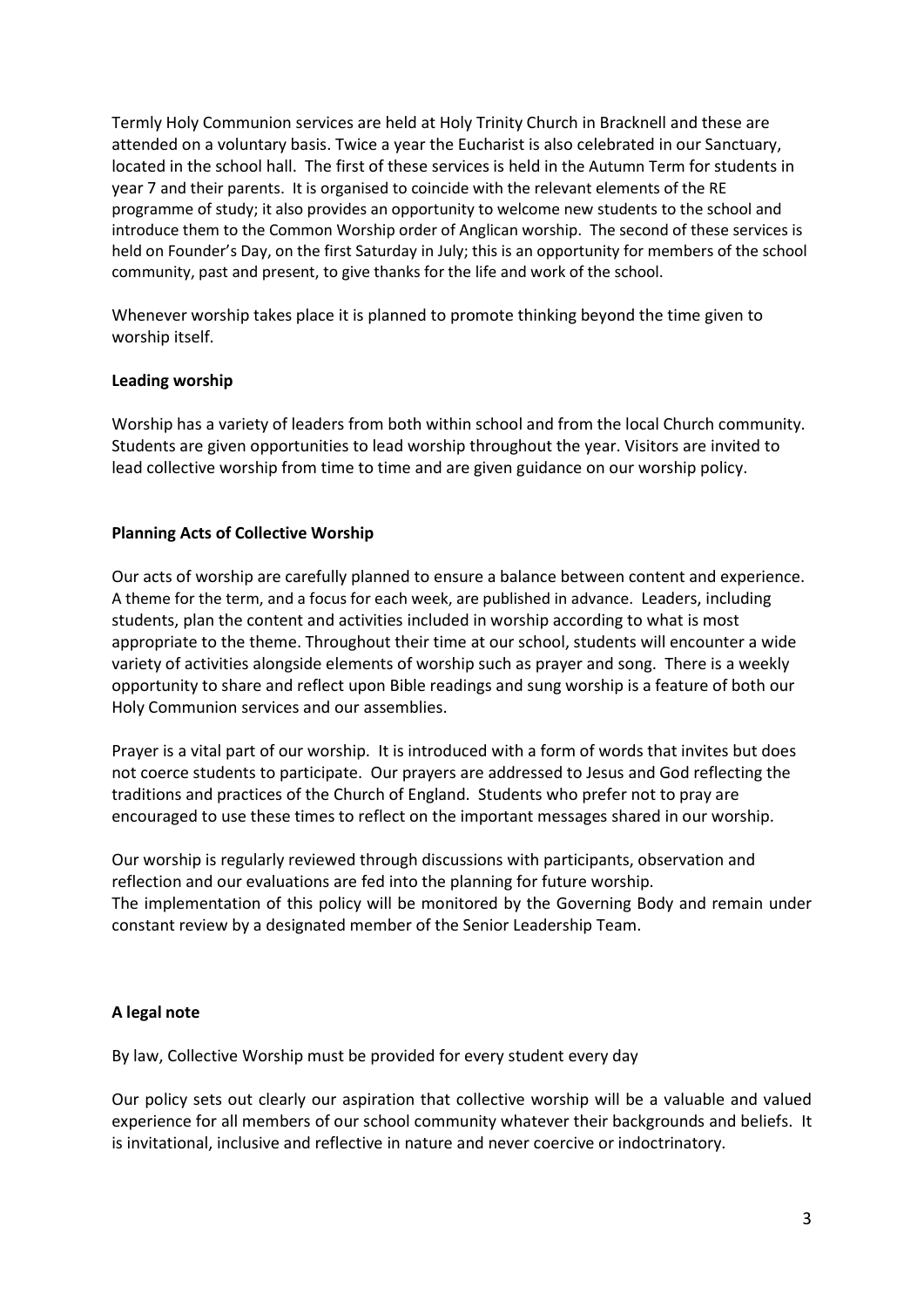Termly Holy Communion services are held at Holy Trinity Church in Bracknell and these are attended on a voluntary basis. Twice a year the Eucharist is also celebrated in our Sanctuary, located in the school hall. The first of these services is held in the Autumn Term for students in year 7 and their parents. It is organised to coincide with the relevant elements of the RE programme of study; it also provides an opportunity to welcome new students to the school and introduce them to the Common Worship order of Anglican worship. The second of these services is held on Founder's Day, on the first Saturday in July; this is an opportunity for members of the school community, past and present, to give thanks for the life and work of the school.

Whenever worship takes place it is planned to promote thinking beyond the time given to worship itself.

**Leading worship**

Worship has a variety of leaders from both within school and from the local Church community. Students are given opportunities to lead worship throughout the year. Visitors are invited to lead collective worship from time to time and are given guidance on our worship policy.

**Planning Acts of Collective Worship**

Our acts of worship are carefully planned to ensure a balance between content and experience. A theme for the term, and a focus for each week, are published in advance. Leaders, including students, plan the content and activities included in worship according to what is most appropriate to the theme. Throughout their time at our school, students will encounter a wide variety of activities alongside elements of worship such as prayer and song. There is a weekly opportunity to share and reflect upon Bible readings and sung worship is a feature of both our Holy Communion services and our assemblies.

Prayer is a vital part of our worship. It is introduced with a form of words that invites but does not coerce students to participate. Our prayers are addressed to Jesus and God reflecting the traditions and practices of the Church of England. Students who prefer not to pray are encouraged to use these times to reflect on the important messages shared in our worship.

Our worship is regularly reviewed through discussions with participants, observation and reflection and our evaluations are fed into the planning for future worship.
The implementation of this policy will be monitored by the Governing Body and remain under constant review by a designated member of the Senior Leadership Team.

**A legal note**

By law, Collective Worship must be provided for every student every day

Our policy sets out clearly our aspiration that collective worship will be a valuable and valued experience for all members of our school community whatever their backgrounds and beliefs. It is invitational, inclusive and reflective in nature and never coercive or indoctrinatory.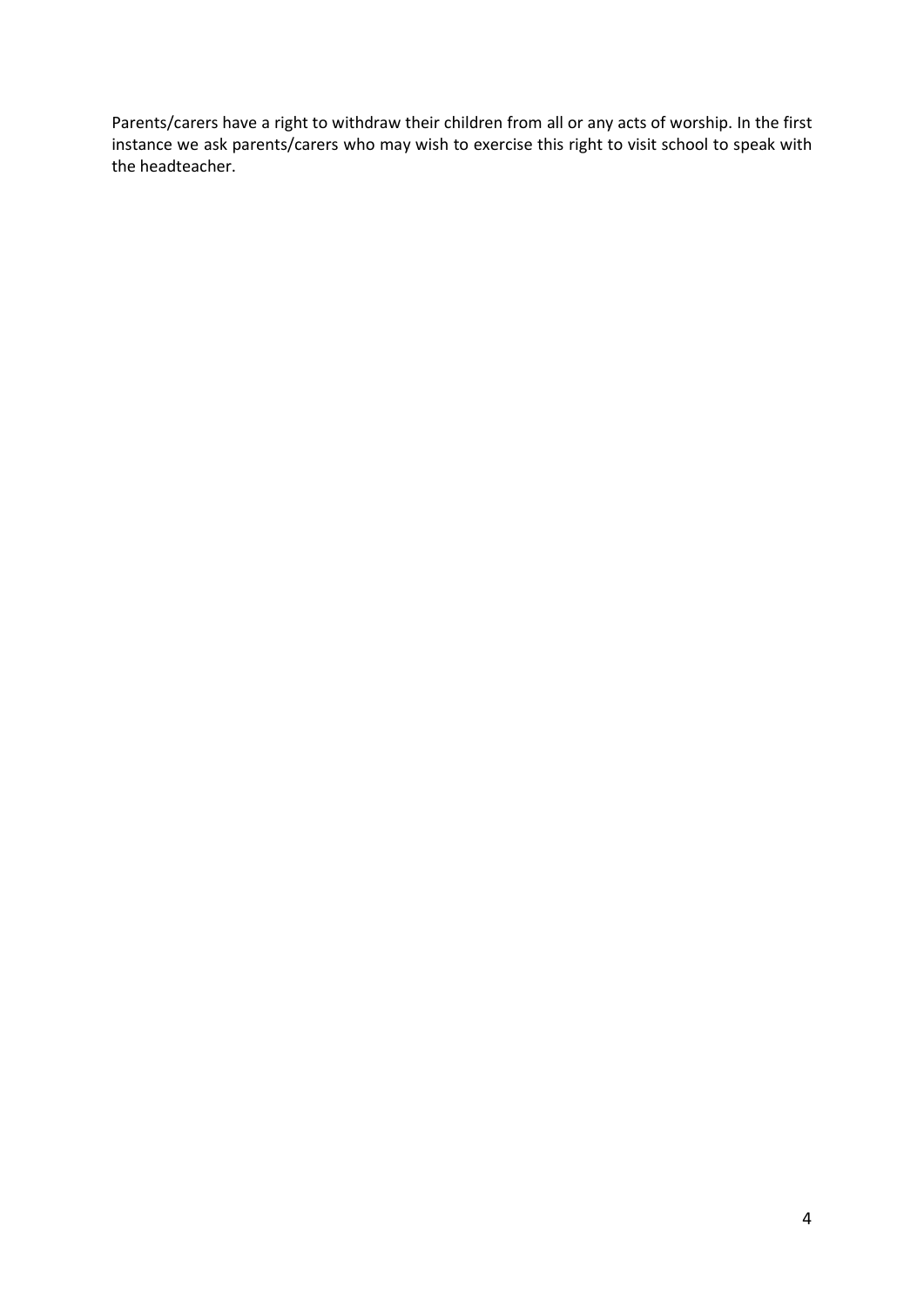Parents/carers have a right to withdraw their children from all or any acts of worship. In the first instance we ask parents/carers who may wish to exercise this right to visit school to speak with the headteacher.